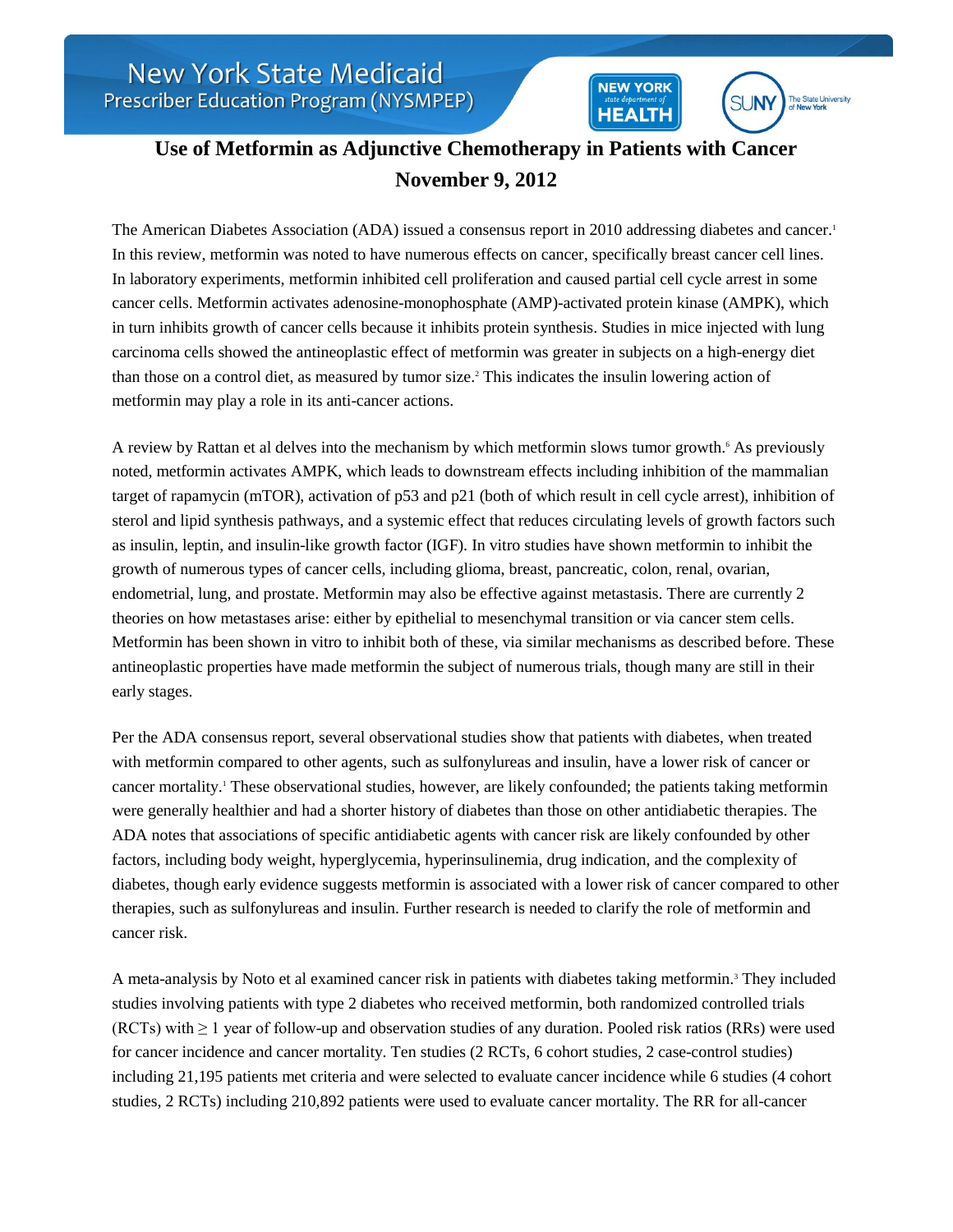# Use of Metformin as Adjunctive Chemotherapy in Patients with Cancer

## November 9, 2012

The American Diabetes Association (ADA) issued a consensus report in 2010 addressing diabetes and cancer.[1] In this review, metformin was noted to have numerous effects on cancer, specifically breast cancer cell lines. In laboratory experiments, metformin inhibited cell proliferation and caused partial cell cycle arrest in some cancer cells. Metformin activates adenosine-monophosphate (AMP)-activated protein kinase (AMPK), which in turn inhibits growth of cancer cells because it inhibits protein synthesis. Studies in mice injected with lung carcinoma cells showed the antineoplastic effect of metformin was greater in subjects on a high-energy diet than those on a control diet, as measured by tumor size.[2] This indicates the insulin lowering action of metformin may play a role in its anti-cancer actions.

A review by Rattan et al delves into the mechanism by which metformin slows tumor growth.[6] As previously noted, metformin activates AMPK, which leads to downstream effects including inhibition of the mammalian target of rapamycin (mTOR), activation of p53 and p21 (both of which result in cell cycle arrest), inhibition of sterol and lipid synthesis pathways, and a systemic effect that reduces circulating levels of growth factors such as insulin, leptin, and insulin-like growth factor (IGF). In vitro studies have shown metformin to inhibit the growth of numerous types of cancer cells, including glioma, breast, pancreatic, colon, renal, ovarian, endometrial, lung, and prostate. Metformin may also be effective against metastasis. There are currently 2 theories on how metastases arise: either by epithelial to mesenchymal transition or via cancer stem cells. Metformin has been shown in vitro to inhibit both of these, via similar mechanisms as described before. These antineoplastic properties have made metformin the subject of numerous trials, though many are still in their early stages.

Per the ADA consensus report, several observational studies show that patients with diabetes, when treated with metformin compared to other agents, such as sulfonylureas and insulin, have a lower risk of cancer or cancer mortality.[1] These observational studies, however, are likely confounded; the patients taking metformin were generally healthier and had a shorter history of diabetes than those on other antidiabetic therapies. The ADA notes that associations of specific antidiabetic agents with cancer risk are likely confounded by other factors, including body weight, hyperglycemia, hyperinsulinemia, drug indication, and the complexity of diabetes, though early evidence suggests metformin is associated with a lower risk of cancer compared to other therapies, such as sulfonylureas and insulin. Further research is needed to clarify the role of metformin and cancer risk.

A meta-analysis by Noto et al examined cancer risk in patients with diabetes taking metformin.[3] They included studies involving patients with type 2 diabetes who received metformin, both randomized controlled trials (RCTs) with $\geq 1$ year of follow-up and observation studies of any duration. Pooled risk ratios (RRs) were used for cancer incidence and cancer mortality. Ten studies (2 RCTs, 6 cohort studies, 2 case-control studies) including 21,195 patients met criteria and were selected to evaluate cancer incidence while 6 studies (4 cohort studies, 2 RCTs) including 210,892 patients were used to evaluate cancer mortality. The RR for all-cancer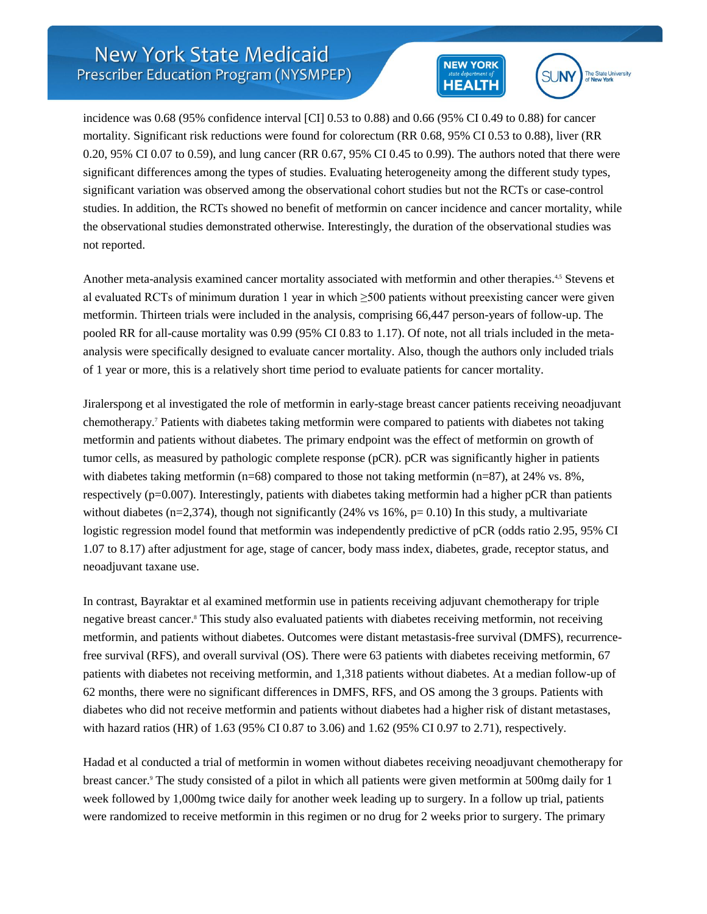incidence was 0.68 (95% confidence interval [CI] 0.53 to 0.88) and 0.66 (95% CI 0.49 to 0.88) for cancer mortality. Significant risk reductions were found for colorectum (RR 0.68, 95% CI 0.53 to 0.88), liver (RR 0.20, 95% CI 0.07 to 0.59), and lung cancer (RR 0.67, 95% CI 0.45 to 0.99). The authors noted that there were significant differences among the types of studies. Evaluating heterogeneity among the different study types, significant variation was observed among the observational cohort studies but not the RCTs or case-control studies. In addition, the RCTs showed no benefit of metformin on cancer incidence and cancer mortality, while the observational studies demonstrated otherwise. Interestingly, the duration of the observational studies was not reported.

Another meta-analysis examined cancer mortality associated with metformin and other therapies.[4,5] Stevens et al evaluated RCTs of minimum duration 1 year in which ≥500 patients without preexisting cancer were given metformin. Thirteen trials were included in the analysis, comprising 66,447 person-years of follow-up. The pooled RR for all-cause mortality was 0.99 (95% CI 0.83 to 1.17). Of note, not all trials included in the meta-analysis were specifically designed to evaluate cancer mortality. Also, though the authors only included trials of 1 year or more, this is a relatively short time period to evaluate patients for cancer mortality.

Jiralerspong et al investigated the role of metformin in early-stage breast cancer patients receiving neoadjuvant chemotherapy.[7] Patients with diabetes taking metformin were compared to patients with diabetes not taking metformin and patients without diabetes. The primary endpoint was the effect of metformin on growth of tumor cells, as measured by pathologic complete response (pCR). pCR was significantly higher in patients with diabetes taking metformin (n=68) compared to those not taking metformin (n=87), at 24% vs. 8%, respectively (p=0.007). Interestingly, patients with diabetes taking metformin had a higher pCR than patients without diabetes (n=2,374), though not significantly (24% vs 16%, p= 0.10) In this study, a multivariate logistic regression model found that metformin was independently predictive of pCR (odds ratio 2.95, 95% CI 1.07 to 8.17) after adjustment for age, stage of cancer, body mass index, diabetes, grade, receptor status, and neoadjuvant taxane use.

In contrast, Bayraktar et al examined metformin use in patients receiving adjuvant chemotherapy for triple negative breast cancer.[8] This study also evaluated patients with diabetes receiving metformin, not receiving metformin, and patients without diabetes. Outcomes were distant metastasis-free survival (DMFS), recurrence-free survival (RFS), and overall survival (OS). There were 63 patients with diabetes receiving metformin, 67 patients with diabetes not receiving metformin, and 1,318 patients without diabetes. At a median follow-up of 62 months, there were no significant differences in DMFS, RFS, and OS among the 3 groups. Patients with diabetes who did not receive metformin and patients without diabetes had a higher risk of distant metastases, with hazard ratios (HR) of 1.63 (95% CI 0.87 to 3.06) and 1.62 (95% CI 0.97 to 2.71), respectively.

Hadad et al conducted a trial of metformin in women without diabetes receiving neoadjuvant chemotherapy for breast cancer.[9] The study consisted of a pilot in which all patients were given metformin at 500mg daily for 1 week followed by 1,000mg twice daily for another week leading up to surgery. In a follow up trial, patients were randomized to receive metformin in this regimen or no drug for 2 weeks prior to surgery. The primary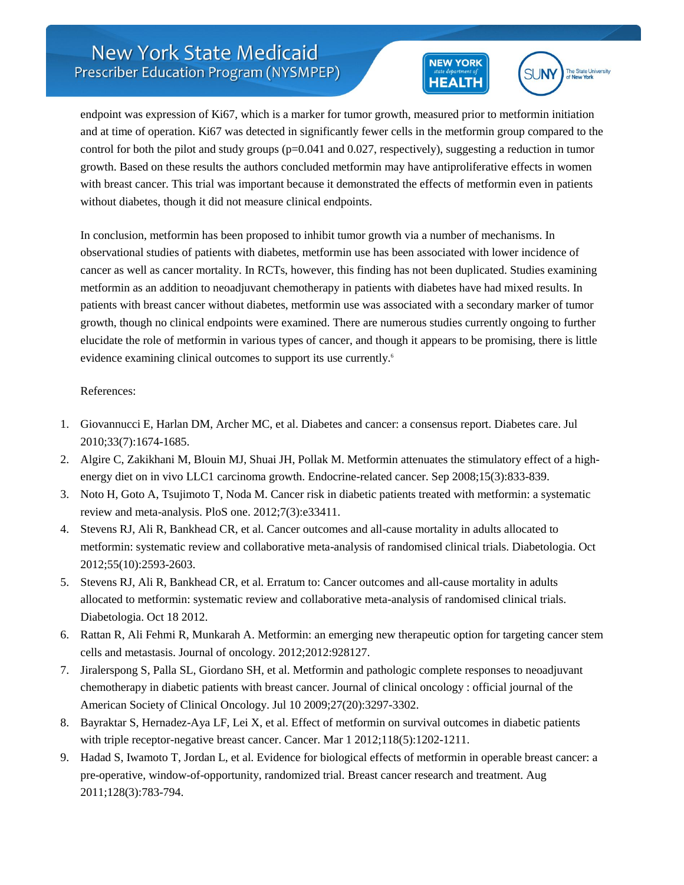endpoint was expression of Ki67, which is a marker for tumor growth, measured prior to metformin initiation and at time of operation. Ki67 was detected in significantly fewer cells in the metformin group compared to the control for both the pilot and study groups ($p=0.041$ and $0.027$, respectively), suggesting a reduction in tumor growth. Based on these results the authors concluded metformin may have antiproliferative effects in women with breast cancer. This trial was important because it demonstrated the effects of metformin even in patients without diabetes, though it did not measure clinical endpoints.

In conclusion, metformin has been proposed to inhibit tumor growth via a number of mechanisms. In observational studies of patients with diabetes, metformin use has been associated with lower incidence of cancer as well as cancer mortality. In RCTs, however, this finding has not been duplicated. Studies examining metformin as an addition to neoadjuvant chemotherapy in patients with diabetes have had mixed results. In patients with breast cancer without diabetes, metformin use was associated with a secondary marker of tumor growth, though no clinical endpoints were examined. There are numerous studies currently ongoing to further elucidate the role of metformin in various types of cancer, and though it appears to be promising, there is little evidence examining clinical outcomes to support its use currently.[6]

References:

1. Giovannucci E, Harlan DM, Archer MC, et al. Diabetes and cancer: a consensus report. Diabetes care. Jul 2010;33(7):1674-1685.
2. Algire C, Zakikhani M, Blouin MJ, Shuai JH, Pollak M. Metformin attenuates the stimulatory effect of a high-energy diet on in vivo LLC1 carcinoma growth. Endocrine-related cancer. Sep 2008;15(3):833-839.
3. Noto H, Goto A, Tsujimoto T, Noda M. Cancer risk in diabetic patients treated with metformin: a systematic review and meta-analysis. PloS one. 2012;7(3):e33411.
4. Stevens RJ, Ali R, Bankhead CR, et al. Cancer outcomes and all-cause mortality in adults allocated to metformin: systematic review and collaborative meta-analysis of randomised clinical trials. Diabetologia. Oct 2012;55(10):2593-2603.
5. Stevens RJ, Ali R, Bankhead CR, et al. Erratum to: Cancer outcomes and all-cause mortality in adults allocated to metformin: systematic review and collaborative meta-analysis of randomised clinical trials. Diabetologia. Oct 18 2012.
6. Rattan R, Ali Fehmi R, Munkarah A. Metformin: an emerging new therapeutic option for targeting cancer stem cells and metastasis. Journal of oncology. 2012;2012:928127.
7. Jiralerspong S, Palla SL, Giordano SH, et al. Metformin and pathologic complete responses to neoadjuvant chemotherapy in diabetic patients with breast cancer. Journal of clinical oncology : official journal of the American Society of Clinical Oncology. Jul 10 2009;27(20):3297-3302.
8. Bayraktar S, Hernadez-Aya LF, Lei X, et al. Effect of metformin on survival outcomes in diabetic patients with triple receptor-negative breast cancer. Cancer. Mar 1 2012;118(5):1202-1211.
9. Hadad S, Iwamoto T, Jordan L, et al. Evidence for biological effects of metformin in operable breast cancer: a pre-operative, window-of-opportunity, randomized trial. Breast cancer research and treatment. Aug 2011;128(3):783-794.